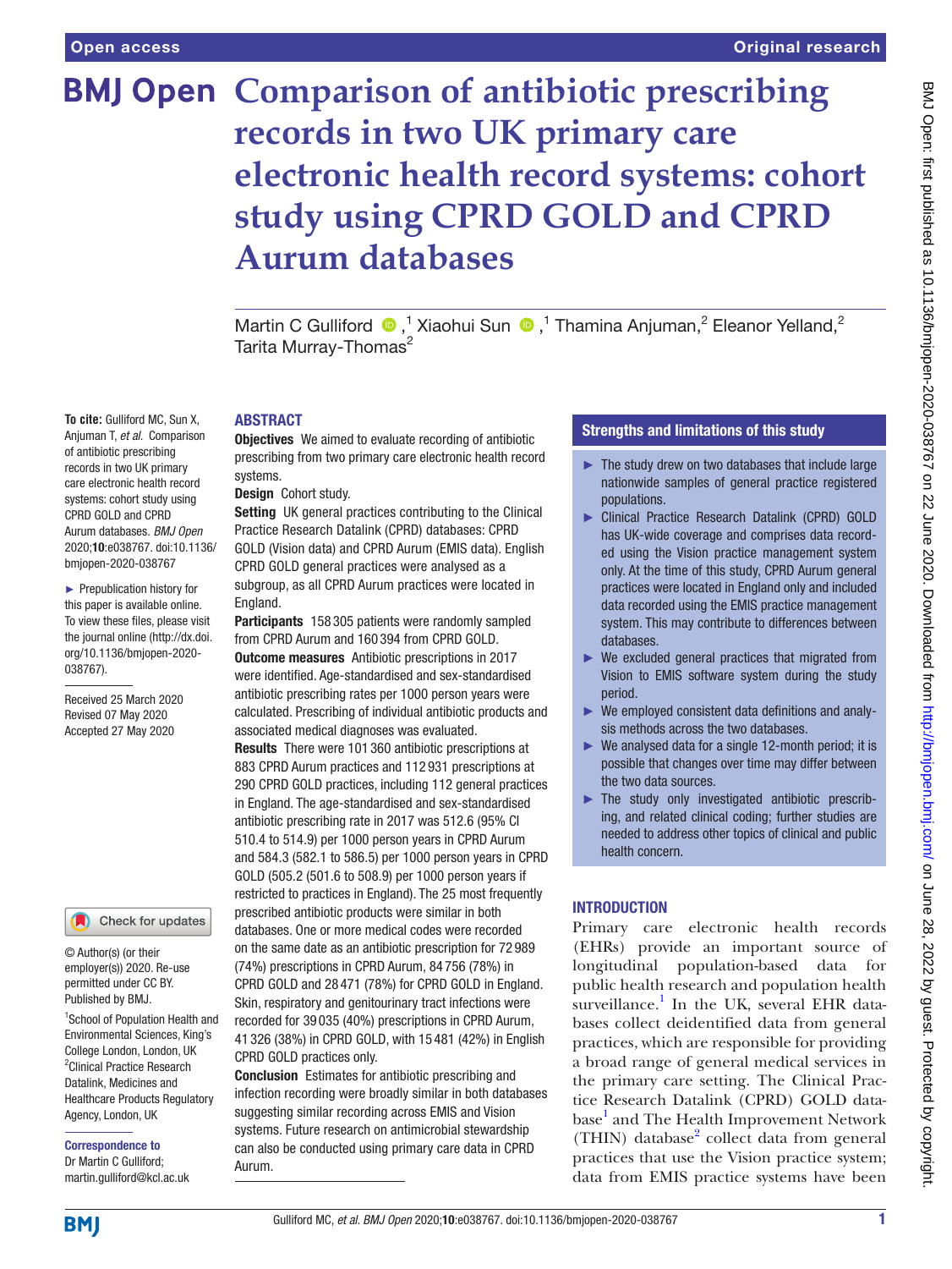# Comparison of antibiotic prescribing records in two UK primary care electronic health record systems: cohort study using CPRD GOLD and CPRD Aurum databases

Martin C Gulliford,[1] Xiaohui Sun,[1] Thamina Anjuman,[2] Eleanor Yelland,[2] Tarita Murray-Thomas[2]

**To cite:** Gulliford MC, Sun X, Anjuman T, *et al*. Comparison of antibiotic prescribing records in two UK primary care electronic health record systems: cohort study using CPRD GOLD and CPRD Aurum databases. *BMJ Open* 2020;**10**:e038767. doi:10.1136/bmjopen-2020-038767

► Prepublication history for this paper is available online. To view these files, please visit the journal online (http://dx.doi.org/10.1136/bmjopen-2020-038767).

Received 25 March 2020
Revised 07 May 2020
Accepted 27 May 2020

© Author(s) (or their employer(s)) 2020. Re-use permitted under CC BY. Published by BMJ.

[1]School of Population Health and Environmental Sciences, King's College London, London, UK
[2]Clinical Practice Research Datalink, Medicines and Healthcare Products Regulatory Agency, London, UK

**Correspondence to**
Dr Martin C Gulliford; martin.gulliford@kcl.ac.uk

## ABSTRACT

**Objectives** We aimed to evaluate recording of antibiotic prescribing from two primary care electronic health record systems.

**Design** Cohort study.

**Setting** UK general practices contributing to the Clinical Practice Research Datalink (CPRD) databases: CPRD GOLD (Vision data) and CPRD Aurum (EMIS data). English CPRD GOLD general practices were analysed as a subgroup, as all CPRD Aurum practices were located in England.

**Participants** 158 305 patients were randomly sampled from CPRD Aurum and 160 394 from CPRD GOLD.

**Outcome measures** Antibiotic prescriptions in 2017 were identified. Age-standardised and sex-standardised antibiotic prescribing rates per 1000 person years were calculated. Prescribing of individual antibiotic products and associated medical diagnoses was evaluated.

**Results** There were 101 360 antibiotic prescriptions at 883 CPRD Aurum practices and 112 931 prescriptions at 290 CPRD GOLD practices, including 112 general practices in England. The age-standardised and sex-standardised antibiotic prescribing rate in 2017 was 512.6 (95% CI 510.4 to 514.9) per 1000 person years in CPRD Aurum and 584.3 (582.1 to 586.5) per 1000 person years in CPRD GOLD (505.2 (501.6 to 508.9) per 1000 person years if restricted to practices in England). The 25 most frequently prescribed antibiotic products were similar in both databases. One or more medical codes were recorded on the same date as an antibiotic prescription for 72 989 (74%) prescriptions in CPRD Aurum, 84 756 (78%) in CPRD GOLD and 28 471 (78%) for CPRD GOLD in England. Skin, respiratory and genitourinary tract infections were recorded for 39 035 (40%) prescriptions in CPRD Aurum, 41 326 (38%) in CPRD GOLD, with 15 481 (42%) in English CPRD GOLD practices only.

**Conclusion** Estimates for antibiotic prescribing and infection recording were broadly similar in both databases suggesting similar recording across EMIS and Vision systems. Future research on antimicrobial stewardship can also be conducted using primary care data in CPRD Aurum.

## Strengths and limitations of this study

- ► The study drew on two databases that include large nationwide samples of general practice registered populations.
- ► Clinical Practice Research Datalink (CPRD) GOLD has UK-wide coverage and comprises data recorded using the Vision practice management system only. At the time of this study, CPRD Aurum general practices were located in England only and included data recorded using the EMIS practice management system. This may contribute to differences between databases.
- ► We excluded general practices that migrated from Vision to EMIS software system during the study period.
- ► We employed consistent data definitions and analysis methods across the two databases.
- ► We analysed data for a single 12-month period; it is possible that changes over time may differ between the two data sources.
- ► The study only investigated antibiotic prescribing, and related clinical coding; further studies are needed to address other topics of clinical and public health concern.

## INTRODUCTION

Primary care electronic health records (EHRs) provide an important source of longitudinal population-based data for public health research and population health surveillance.[1] In the UK, several EHR databases collect deidentified data from general practices, which are responsible for providing a broad range of general medical services in the primary care setting. The Clinical Practice Research Datalink (CPRD) GOLD database[1] and The Health Improvement Network (THIN) database[2] collect data from general practices that use the Vision practice system; data from EMIS practice systems have been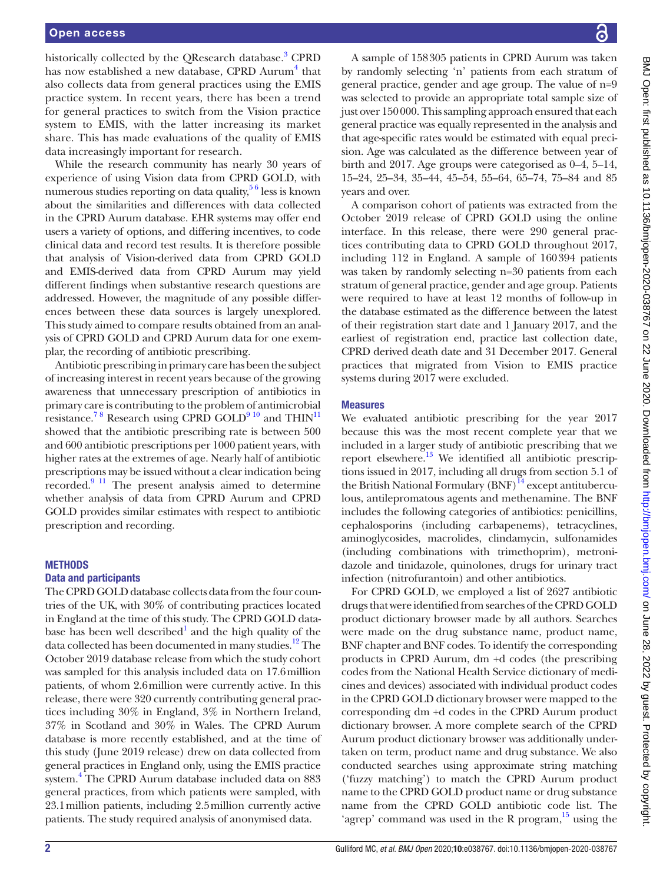historically collected by the QResearch database.[3] CPRD has now established a new database, CPRD Aurum[4] that also collects data from general practices using the EMIS practice system. In recent years, there has been a trend for general practices to switch from the Vision practice system to EMIS, with the latter increasing its market share. This has made evaluations of the quality of EMIS data increasingly important for research.

While the research community has nearly 30 years of experience of using Vision data from CPRD GOLD, with numerous studies reporting on data quality,[5 6] less is known about the similarities and differences with data collected in the CPRD Aurum database. EHR systems may offer end users a variety of options, and differing incentives, to code clinical data and record test results. It is therefore possible that analysis of Vision-derived data from CPRD GOLD and EMIS-derived data from CPRD Aurum may yield different findings when substantive research questions are addressed. However, the magnitude of any possible differences between these data sources is largely unexplored. This study aimed to compare results obtained from an analysis of CPRD GOLD and CPRD Aurum data for one exemplar, the recording of antibiotic prescribing.

Antibiotic prescribing in primary care has been the subject of increasing interest in recent years because of the growing awareness that unnecessary prescription of antibiotics in primary care is contributing to the problem of antimicrobial resistance.[7 8] Research using CPRD GOLD[9 10] and THIN[11] showed that the antibiotic prescribing rate is between 500 and 600 antibiotic prescriptions per 1000 patient years, with higher rates at the extremes of age. Nearly half of antibiotic prescriptions may be issued without a clear indication being recorded.[9 11] The present analysis aimed to determine whether analysis of data from CPRD Aurum and CPRD GOLD provides similar estimates with respect to antibiotic prescription and recording.

## METHODS

### Data and participants

The CPRD GOLD database collects data from the four countries of the UK, with 30% of contributing practices located in England at the time of this study. The CPRD GOLD database has been well described[1] and the high quality of the data collected has been documented in many studies.[12] The October 2019 database release from which the study cohort was sampled for this analysis included data on 17.6 million patients, of whom 2.6 million were currently active. In this release, there were 320 currently contributing general practices including 30% in England, 3% in Northern Ireland, 37% in Scotland and 30% in Wales. The CPRD Aurum database is more recently established, and at the time of this study (June 2019 release) drew on data collected from general practices in England only, using the EMIS practice system.[4] The CPRD Aurum database included data on 883 general practices, from which patients were sampled, with 23.1 million patients, including 2.5 million currently active patients. The study required analysis of anonymised data.

A sample of 158 305 patients in CPRD Aurum was taken by randomly selecting 'n' patients from each stratum of general practice, gender and age group. The value of n=9 was selected to provide an appropriate total sample size of just over 150 000. This sampling approach ensured that each general practice was equally represented in the analysis and that age-specific rates would be estimated with equal precision. Age was calculated as the difference between year of birth and 2017. Age groups were categorised as 0–4, 5–14, 15–24, 25–34, 35–44, 45–54, 55–64, 65–74, 75–84 and 85 years and over.

A comparison cohort of patients was extracted from the October 2019 release of CPRD GOLD using the online interface. In this release, there were 290 general practices contributing data to CPRD GOLD throughout 2017, including 112 in England. A sample of 160 394 patients was taken by randomly selecting n=30 patients from each stratum of general practice, gender and age group. Patients were required to have at least 12 months of follow-up in the database estimated as the difference between the latest of their registration start date and 1 January 2017, and the earliest of registration end, practice last collection date, CPRD derived death date and 31 December 2017. General practices that migrated from Vision to EMIS practice systems during 2017 were excluded.

### Measures

We evaluated antibiotic prescribing for the year 2017 because this was the most recent complete year that we included in a larger study of antibiotic prescribing that we report elsewhere.[13] We identified all antibiotic prescriptions issued in 2017, including all drugs from section 5.1 of the British National Formulary (BNF)[14] except antituberculous, antilepromatous agents and methenamine. The BNF includes the following categories of antibiotics: penicillins, cephalosporins (including carbapenems), tetracyclines, aminoglycosides, macrolides, clindamycin, sulfonamides (including combinations with trimethoprim), metronidazole and tinidazole, quinolones, drugs for urinary tract infection (nitrofurantoin) and other antibiotics.

For CPRD GOLD, we employed a list of 2627 antibiotic drugs that were identified from searches of the CPRD GOLD product dictionary browser made by all authors. Searches were made on the drug substance name, product name, BNF chapter and BNF codes. To identify the corresponding products in CPRD Aurum, dm +d codes (the prescribing codes from the National Health Service dictionary of medicines and devices) associated with individual product codes in the CPRD GOLD dictionary browser were mapped to the corresponding dm +d codes in the CPRD Aurum product dictionary browser. A more complete search of the CPRD Aurum product dictionary browser was additionally undertaken on term, product name and drug substance. We also conducted searches using approximate string matching ('fuzzy matching') to match the CPRD Aurum product name to the CPRD GOLD product name or drug substance name from the CPRD GOLD antibiotic code list. The 'agrep' command was used in the R program,[15] using the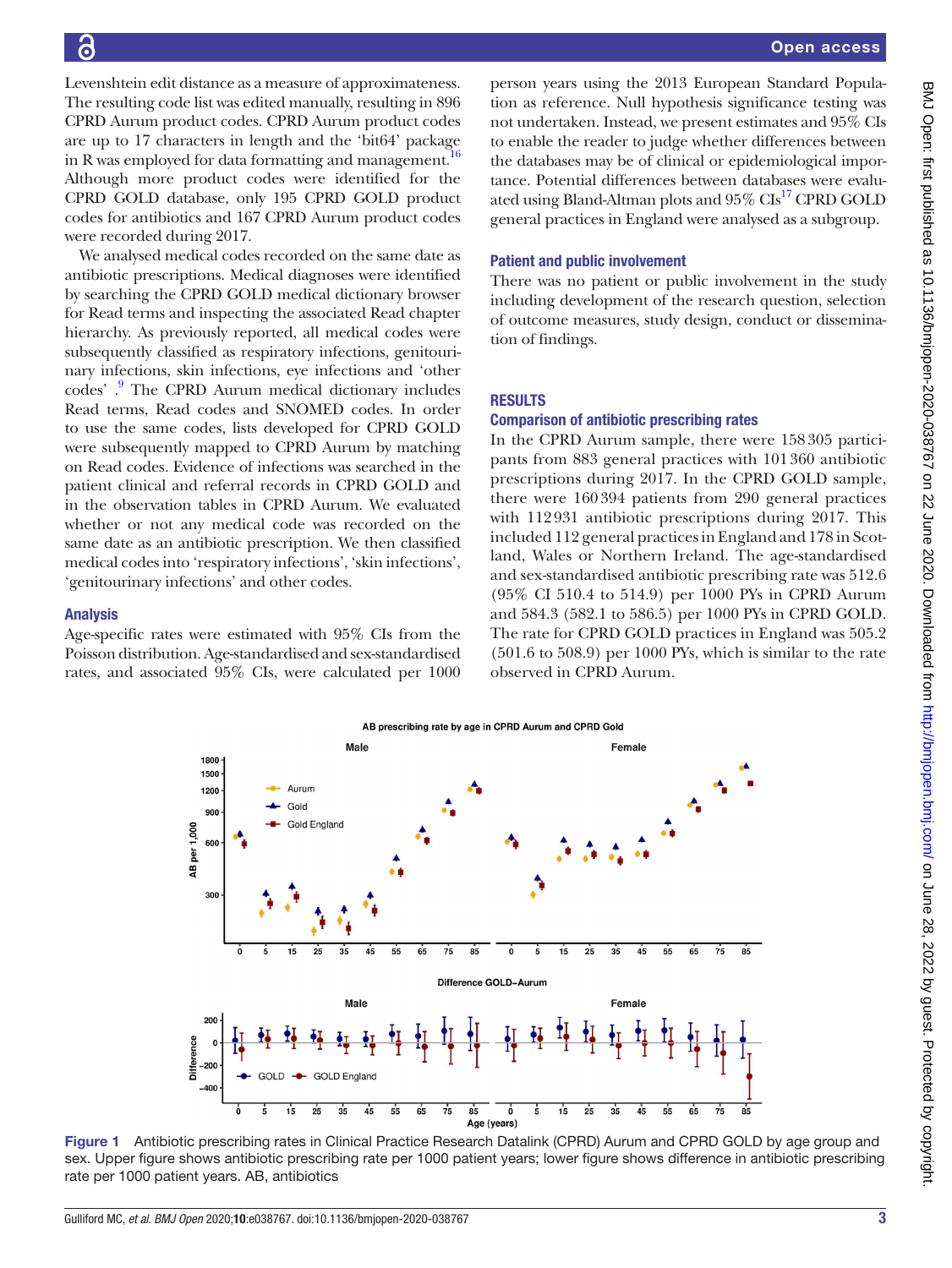Levenshtein edit distance as a measure of approximateness. The resulting code list was edited manually, resulting in 896 CPRD Aurum product codes. CPRD Aurum product codes are up to 17 characters in length and the 'bit64' package in R was employed for data formatting and management.[16] Although more product codes were identified for the CPRD GOLD database, only 195 CPRD GOLD product codes for antibiotics and 167 CPRD Aurum product codes were recorded during 2017.

We analysed medical codes recorded on the same date as antibiotic prescriptions. Medical diagnoses were identified by searching the CPRD GOLD medical dictionary browser for Read terms and inspecting the associated Read chapter hierarchy. As previously reported, all medical codes were subsequently classified as respiratory infections, genitourinary infections, skin infections, eye infections and 'other codes'.[9] The CPRD Aurum medical dictionary includes Read terms, Read codes and SNOMED codes. In order to use the same codes, lists developed for CPRD GOLD were subsequently mapped to CPRD Aurum by matching on Read codes. Evidence of infections was searched in the patient clinical and referral records in CPRD GOLD and in the observation tables in CPRD Aurum. We evaluated whether or not any medical code was recorded on the same date as an antibiotic prescription. We then classified medical codes into 'respiratory infections', 'skin infections', 'genitourinary infections' and other codes.

### Analysis

Age-specific rates were estimated with 95% CIs from the Poisson distribution. Age-standardised and sex-standardised rates, and associated 95% CIs, were calculated per 1000 person years using the 2013 European Standard Population as reference. Null hypothesis significance testing was not undertaken. Instead, we present estimates and 95% CIs to enable the reader to judge whether differences between the databases may be of clinical or epidemiological importance. Potential differences between databases were evaluated using Bland-Altman plots and 95% CIs[17] CPRD GOLD general practices in England were analysed as a subgroup.

### Patient and public involvement

There was no patient or public involvement in the study including development of the research question, selection of outcome measures, study design, conduct or dissemination of findings.

## RESULTS

### Comparison of antibiotic prescribing rates

In the CPRD Aurum sample, there were 158 305 participants from 883 general practices with 101 360 antibiotic prescriptions during 2017. In the CPRD GOLD sample, there were 160 394 patients from 290 general practices with 112 931 antibiotic prescriptions during 2017. This included 112 general practices in England and 178 in Scotland, Wales or Northern Ireland. The age-standardised and sex-standardised antibiotic prescribing rate was 512.6 (95% CI 510.4 to 514.9) per 1000 PYs in CPRD Aurum and 584.3 (582.1 to 586.5) per 1000 PYs in CPRD GOLD. The rate for CPRD GOLD practices in England was 505.2 (501.6 to 508.9) per 1000 PYs, which is similar to the rate observed in CPRD Aurum.

Figure 1 Antibiotic prescribing rates in Clinical Practice Research Datalink (CPRD) Aurum and CPRD GOLD by age group and sex. Upper figure shows antibiotic prescribing rate per 1000 patient years; lower figure shows difference in antibiotic prescribing rate per 1000 patient years. AB, antibiotics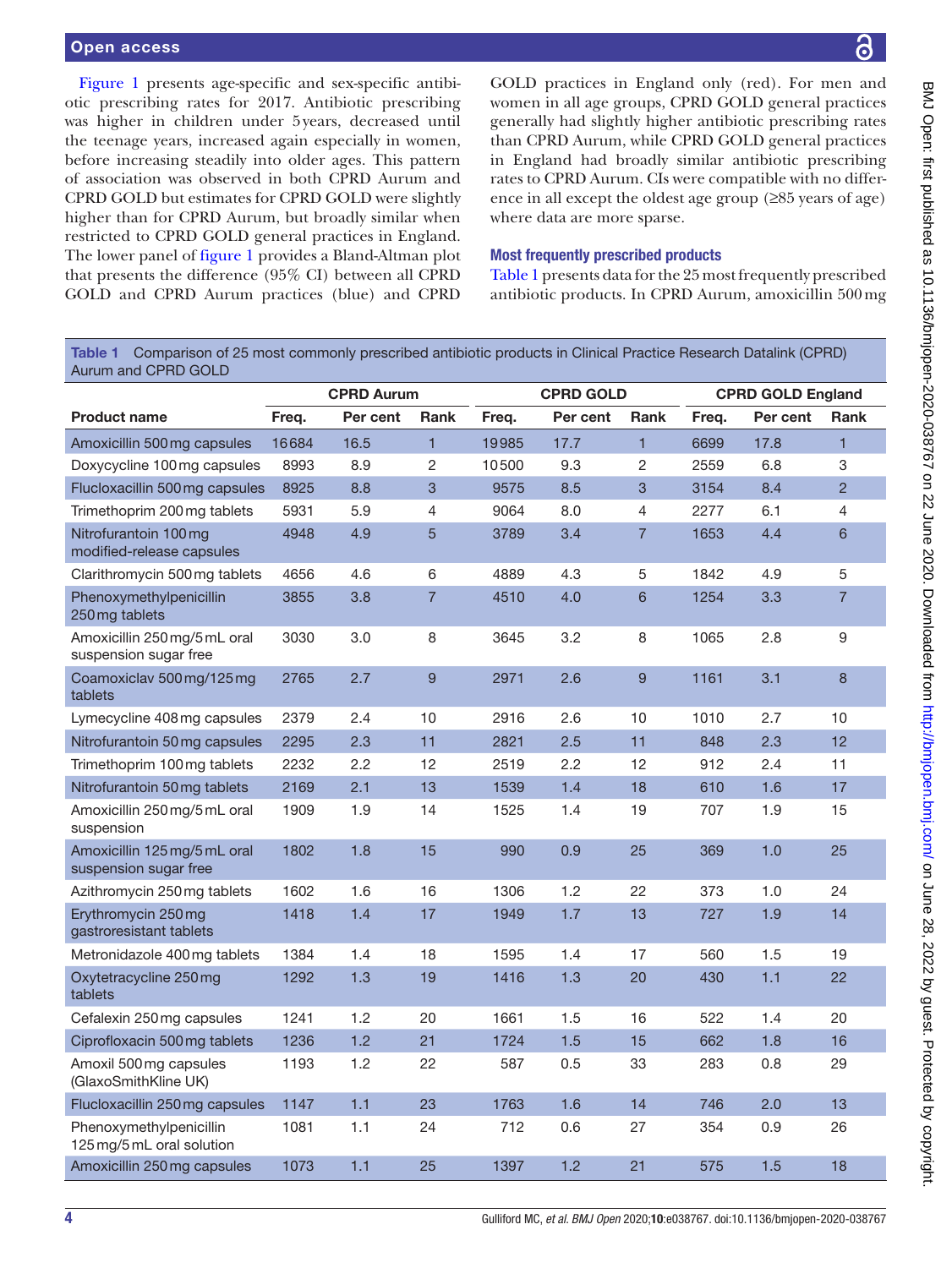Figure 1 presents age-specific and sex-specific antibiotic prescribing rates for 2017. Antibiotic prescribing was higher in children under 5 years, decreased until the teenage years, increased again especially in women, before increasing steadily into older ages. This pattern of association was observed in both CPRD Aurum and CPRD GOLD but estimates for CPRD GOLD were slightly higher than for CPRD Aurum, but broadly similar when restricted to CPRD GOLD general practices in England. The lower panel of figure 1 provides a Bland-Altman plot that presents the difference (95% CI) between all CPRD GOLD and CPRD Aurum practices (blue) and CPRD GOLD practices in England only (red). For men and women in all age groups, CPRD GOLD general practices generally had slightly higher antibiotic prescribing rates than CPRD Aurum, while CPRD GOLD general practices in England had broadly similar antibiotic prescribing rates to CPRD Aurum. CIs were compatible with no difference in all except the oldest age group (≥85 years of age) where data are more sparse.

### Most frequently prescribed products

Table 1 presents data for the 25 most frequently prescribed antibiotic products. In CPRD Aurum, amoxicillin 500 mg

**Table 1** Comparison of 25 most commonly prescribed antibiotic products in Clinical Practice Research Datalink (CPRD) Aurum and CPRD GOLD

| | CPRD Aurum | | | CPRD GOLD | | | CPRD GOLD England | | |
|---|---|---|---|---|---|---|---|---|---|
| Product name | Freq. | Per cent | Rank | Freq. | Per cent | Rank | Freq. | Per cent | Rank |
| Amoxicillin 500 mg capsules | 16684 | 16.5 | 1 | 19985 | 17.7 | 1 | 6699 | 17.8 | 1 |
| Doxycycline 100 mg capsules | 8993 | 8.9 | 2 | 10500 | 9.3 | 2 | 2559 | 6.8 | 3 |
| Flucloxacillin 500 mg capsules | 8925 | 8.8 | 3 | 9575 | 8.5 | 3 | 3154 | 8.4 | 2 |
| Trimethoprim 200 mg tablets | 5931 | 5.9 | 4 | 9064 | 8.0 | 4 | 2277 | 6.1 | 4 |
| Nitrofurantoin 100 mg modified-release capsules | 4948 | 4.9 | 5 | 3789 | 3.4 | 7 | 1653 | 4.4 | 6 |
| Clarithromycin 500 mg tablets | 4656 | 4.6 | 6 | 4889 | 4.3 | 5 | 1842 | 4.9 | 5 |
| Phenoxymethylpenicillin 250 mg tablets | 3855 | 3.8 | 7 | 4510 | 4.0 | 6 | 1254 | 3.3 | 7 |
| Amoxicillin 250 mg/5 mL oral suspension sugar free | 3030 | 3.0 | 8 | 3645 | 3.2 | 8 | 1065 | 2.8 | 9 |
| Coamoxiclav 500 mg/125 mg tablets | 2765 | 2.7 | 9 | 2971 | 2.6 | 9 | 1161 | 3.1 | 8 |
| Lymecycline 408 mg capsules | 2379 | 2.4 | 10 | 2916 | 2.6 | 10 | 1010 | 2.7 | 10 |
| Nitrofurantoin 50 mg capsules | 2295 | 2.3 | 11 | 2821 | 2.5 | 11 | 848 | 2.3 | 12 |
| Trimethoprim 100 mg tablets | 2232 | 2.2 | 12 | 2519 | 2.2 | 12 | 912 | 2.4 | 11 |
| Nitrofurantoin 50 mg tablets | 2169 | 2.1 | 13 | 1539 | 1.4 | 18 | 610 | 1.6 | 17 |
| Amoxicillin 250 mg/5 mL oral suspension | 1909 | 1.9 | 14 | 1525 | 1.4 | 19 | 707 | 1.9 | 15 |
| Amoxicillin 125 mg/5 mL oral suspension sugar free | 1802 | 1.8 | 15 | 990 | 0.9 | 25 | 369 | 1.0 | 25 |
| Azithromycin 250 mg tablets | 1602 | 1.6 | 16 | 1306 | 1.2 | 22 | 373 | 1.0 | 24 |
| Erythromycin 250 mg gastroresistant tablets | 1418 | 1.4 | 17 | 1949 | 1.7 | 13 | 727 | 1.9 | 14 |
| Metronidazole 400 mg tablets | 1384 | 1.4 | 18 | 1595 | 1.4 | 17 | 560 | 1.5 | 19 |
| Oxytetracycline 250 mg tablets | 1292 | 1.3 | 19 | 1416 | 1.3 | 20 | 430 | 1.1 | 22 |
| Cefalexin 250 mg capsules | 1241 | 1.2 | 20 | 1661 | 1.5 | 16 | 522 | 1.4 | 20 |
| Ciprofloxacin 500 mg tablets | 1236 | 1.2 | 21 | 1724 | 1.5 | 15 | 662 | 1.8 | 16 |
| Amoxil 500 mg capsules (GlaxoSmithKline UK) | 1193 | 1.2 | 22 | 587 | 0.5 | 33 | 283 | 0.8 | 29 |
| Flucloxacillin 250 mg capsules | 1147 | 1.1 | 23 | 1763 | 1.6 | 14 | 746 | 2.0 | 13 |
| Phenoxymethylpenicillin 125 mg/5 mL oral solution | 1081 | 1.1 | 24 | 712 | 0.6 | 27 | 354 | 0.9 | 26 |
| Amoxicillin 250 mg capsules | 1073 | 1.1 | 25 | 1397 | 1.2 | 21 | 575 | 1.5 | 18 |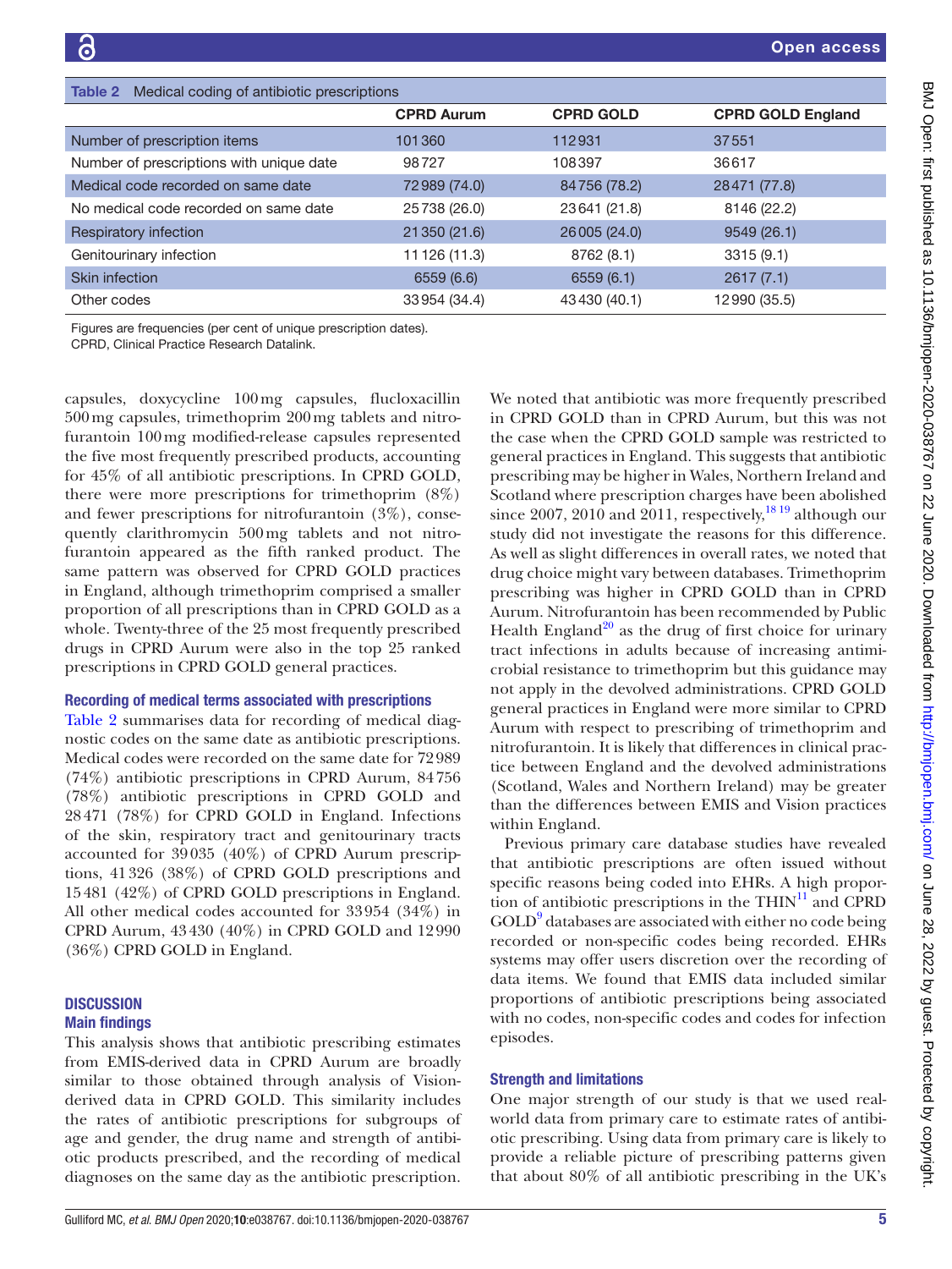Table 2 Medical coding of antibiotic prescriptions

| | CPRD Aurum | CPRD GOLD | CPRD GOLD England |
|---|---|---|---|
| Number of prescription items | 101360 | 112931 | 37551 |
| Number of prescriptions with unique date | 98727 | 108397 | 36617 |
| Medical code recorded on same date | 72989 (74.0) | 84756 (78.2) | 28471 (77.8) |
| No medical code recorded on same date | 25738 (26.0) | 23641 (21.8) | 8146 (22.2) |
| Respiratory infection | 21350 (21.6) | 26005 (24.0) | 9549 (26.1) |
| Genitourinary infection | 11126 (11.3) | 8762 (8.1) | 3315 (9.1) |
| Skin infection | 6559 (6.6) | 6559 (6.1) | 2617 (7.1) |
| Other codes | 33954 (34.4) | 43430 (40.1) | 12990 (35.5) |

Figures are frequencies (per cent of unique prescription dates).
CPRD, Clinical Practice Research Datalink.

capsules, doxycycline 100mg capsules, flucloxacillin 500mg capsules, trimethoprim 200mg tablets and nitrofurantoin 100mg modified-release capsules represented the five most frequently prescribed products, accounting for 45% of all antibiotic prescriptions. In CPRD GOLD, there were more prescriptions for trimethoprim (8%) and fewer prescriptions for nitrofurantoin (3%), consequently clarithromycin 500mg tablets and not nitrofurantoin appeared as the fifth ranked product. The same pattern was observed for CPRD GOLD practices in England, although trimethoprim comprised a smaller proportion of all prescriptions than in CPRD GOLD as a whole. Twenty-three of the 25 most frequently prescribed drugs in CPRD Aurum were also in the top 25 ranked prescriptions in CPRD GOLD general practices.

### Recording of medical terms associated with prescriptions

Table 2 summarises data for recording of medical diagnostic codes on the same date as antibiotic prescriptions. Medical codes were recorded on the same date for 72989 (74%) antibiotic prescriptions in CPRD Aurum, 84756 (78%) antibiotic prescriptions in CPRD GOLD and 28471 (78%) for CPRD GOLD in England. Infections of the skin, respiratory tract and genitourinary tracts accounted for 39035 (40%) of CPRD Aurum prescriptions, 41326 (38%) of CPRD GOLD prescriptions and 15481 (42%) of CPRD GOLD prescriptions in England. All other medical codes accounted for 33954 (34%) in CPRD Aurum, 43430 (40%) in CPRD GOLD and 12990 (36%) CPRD GOLD in England.

## DISCUSSION

### Main findings

This analysis shows that antibiotic prescribing estimates from EMIS-derived data in CPRD Aurum are broadly similar to those obtained through analysis of Vision-derived data in CPRD GOLD. This similarity includes the rates of antibiotic prescriptions for subgroups of age and gender, the drug name and strength of antibiotic products prescribed, and the recording of medical diagnoses on the same day as the antibiotic prescription. We noted that antibiotic was more frequently prescribed in CPRD GOLD than in CPRD Aurum, but this was not the case when the CPRD GOLD sample was restricted to general practices in England. This suggests that antibiotic prescribing may be higher in Wales, Northern Ireland and Scotland where prescription charges have been abolished since 2007, 2010 and 2011, respectively,[18 19] although our study did not investigate the reasons for this difference. As well as slight differences in overall rates, we noted that drug choice might vary between databases. Trimethoprim prescribing was higher in CPRD GOLD than in CPRD Aurum. Nitrofurantoin has been recommended by Public Health England[20] as the drug of first choice for urinary tract infections in adults because of increasing antimicrobial resistance to trimethoprim but this guidance may not apply in the devolved administrations. CPRD GOLD general practices in England were more similar to CPRD Aurum with respect to prescribing of trimethoprim and nitrofurantoin. It is likely that differences in clinical practice between England and the devolved administrations (Scotland, Wales and Northern Ireland) may be greater than the differences between EMIS and Vision practices within England.

Previous primary care database studies have revealed that antibiotic prescriptions are often issued without specific reasons being coded into EHRs. A high proportion of antibiotic prescriptions in the THIN[11] and CPRD GOLD[9] databases are associated with either no code being recorded or non-specific codes being recorded. EHRs systems may offer users discretion over the recording of data items. We found that EMIS data included similar proportions of antibiotic prescriptions being associated with no codes, non-specific codes and codes for infection episodes.

### Strength and limitations

One major strength of our study is that we used real-world data from primary care to estimate rates of antibiotic prescribing. Using data from primary care is likely to provide a reliable picture of prescribing patterns given that about 80% of all antibiotic prescribing in the UK's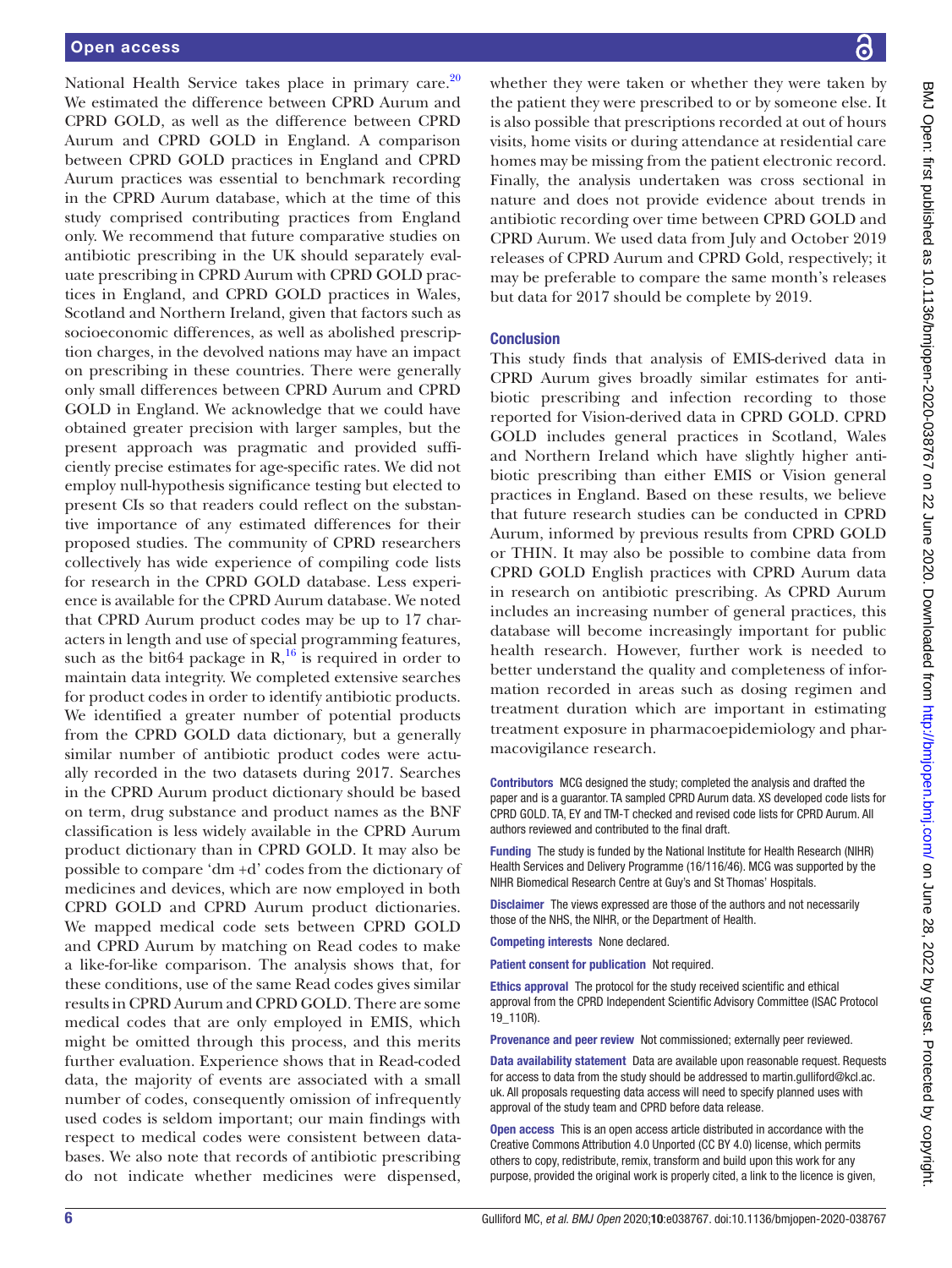National Health Service takes place in primary care.[20] We estimated the difference between CPRD Aurum and CPRD GOLD, as well as the difference between CPRD Aurum and CPRD GOLD in England. A comparison between CPRD GOLD practices in England and CPRD Aurum practices was essential to benchmark recording in the CPRD Aurum database, which at the time of this study comprised contributing practices from England only. We recommend that future comparative studies on antibiotic prescribing in the UK should separately evaluate prescribing in CPRD Aurum with CPRD GOLD practices in England, and CPRD GOLD practices in Wales, Scotland and Northern Ireland, given that factors such as socioeconomic differences, as well as abolished prescription charges, in the devolved nations may have an impact on prescribing in these countries. There were generally only small differences between CPRD Aurum and CPRD GOLD in England. We acknowledge that we could have obtained greater precision with larger samples, but the present approach was pragmatic and provided sufficiently precise estimates for age-specific rates. We did not employ null-hypothesis significance testing but elected to present CIs so that readers could reflect on the substantive importance of any estimated differences for their proposed studies. The community of CPRD researchers collectively has wide experience of compiling code lists for research in the CPRD GOLD database. Less experience is available for the CPRD Aurum database. We noted that CPRD Aurum product codes may be up to 17 characters in length and use of special programming features, such as the bit64 package in R,[16] is required in order to maintain data integrity. We completed extensive searches for product codes in order to identify antibiotic products. We identified a greater number of potential products from the CPRD GOLD data dictionary, but a generally similar number of antibiotic product codes were actually recorded in the two datasets during 2017. Searches in the CPRD Aurum product dictionary should be based on term, drug substance and product names as the BNF classification is less widely available in the CPRD Aurum product dictionary than in CPRD GOLD. It may also be possible to compare 'dm +d' codes from the dictionary of medicines and devices, which are now employed in both CPRD GOLD and CPRD Aurum product dictionaries. We mapped medical code sets between CPRD GOLD and CPRD Aurum by matching on Read codes to make a like-for-like comparison. The analysis shows that, for these conditions, use of the same Read codes gives similar results in CPRD Aurum and CPRD GOLD. There are some medical codes that are only employed in EMIS, which might be omitted through this process, and this merits further evaluation. Experience shows that in Read-coded data, the majority of events are associated with a small number of codes, consequently omission of infrequently used codes is seldom important; our main findings with respect to medical codes were consistent between databases. We also note that records of antibiotic prescribing do not indicate whether medicines were dispensed, whether they were taken or whether they were taken by the patient they were prescribed to or by someone else. It is also possible that prescriptions recorded at out of hours visits, home visits or during attendance at residential care homes may be missing from the patient electronic record. Finally, the analysis undertaken was cross sectional in nature and does not provide evidence about trends in antibiotic recording over time between CPRD GOLD and CPRD Aurum. We used data from July and October 2019 releases of CPRD Aurum and CPRD Gold, respectively; it may be preferable to compare the same month's releases but data for 2017 should be complete by 2019.

## Conclusion

This study finds that analysis of EMIS-derived data in CPRD Aurum gives broadly similar estimates for antibiotic prescribing and infection recording to those reported for Vision-derived data in CPRD GOLD. CPRD GOLD includes general practices in Scotland, Wales and Northern Ireland which have slightly higher antibiotic prescribing than either EMIS or Vision general practices in England. Based on these results, we believe that future research studies can be conducted in CPRD Aurum, informed by previous results from CPRD GOLD or THIN. It may also be possible to combine data from CPRD GOLD English practices with CPRD Aurum data in research on antibiotic prescribing. As CPRD Aurum includes an increasing number of general practices, this database will become increasingly important for public health research. However, further work is needed to better understand the quality and completeness of information recorded in areas such as dosing regimen and treatment duration which are important in estimating treatment exposure in pharmacoepidemiology and pharmacovigilance research.

**Contributors** MCG designed the study; completed the analysis and drafted the paper and is a guarantor. TA sampled CPRD Aurum data. XS developed code lists for CPRD GOLD. TA, EY and TM-T checked and revised code lists for CPRD Aurum. All authors reviewed and contributed to the final draft.

**Funding** The study is funded by the National Institute for Health Research (NIHR) Health Services and Delivery Programme (16/116/46). MCG was supported by the NIHR Biomedical Research Centre at Guy's and St Thomas' Hospitals.

**Disclaimer** The views expressed are those of the authors and not necessarily those of the NHS, the NIHR, or the Department of Health.

**Competing interests** None declared.

**Patient consent for publication** Not required.

**Ethics approval** The protocol for the study received scientific and ethical approval from the CPRD Independent Scientific Advisory Committee (ISAC Protocol 19_110R).

**Provenance and peer review** Not commissioned; externally peer reviewed.

**Data availability statement** Data are available upon reasonable request. Requests for access to data from the study should be addressed to martin.gulliford@kcl.ac.uk. All proposals requesting data access will need to specify planned uses with approval of the study team and CPRD before data release.

**Open access** This is an open access article distributed in accordance with the Creative Commons Attribution 4.0 Unported (CC BY 4.0) license, which permits others to copy, redistribute, remix, transform and build upon this work for any purpose, provided the original work is properly cited, a link to the licence is given,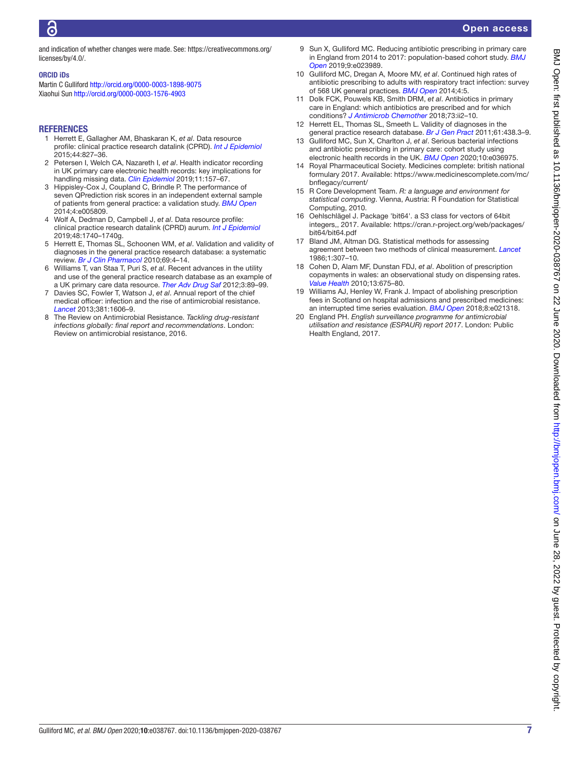and indication of whether changes were made. See: https://creativecommons.org/licenses/by/4.0/.

### ORCID iDs

Martin C Gulliford http://orcid.org/0000-0003-1898-9075
Xiaohui Sun http://orcid.org/0000-0003-1576-4903

## REFERENCES

1. Herrett E, Gallagher AM, Bhaskaran K, *et al*. Data resource profile: clinical practice research datalink (CPRD). *Int J Epidemiol* 2015;44:827–36.
2. Petersen I, Welch CA, Nazareth I, *et al*. Health indicator recording in UK primary care electronic health records: key implications for handling missing data. *Clin Epidemiol* 2019;11:157–67.
3. Hippisley-Cox J, Coupland C, Brindle P. The performance of seven QPrediction risk scores in an independent external sample of patients from general practice: a validation study. *BMJ Open* 2014;4:e005809.
4. Wolf A, Dedman D, Campbell J, *et al*. Data resource profile: clinical practice research datalink (CPRD) aurum. *Int J Epidemiol* 2019;48:1740–1740g.
5. Herrett E, Thomas SL, Schoonen WM, *et al*. Validation and validity of diagnoses in the general practice research database: a systematic review. *Br J Clin Pharmacol* 2010;69:4–14.
6. Williams T, van Staa T, Puri S, *et al*. Recent advances in the utility and use of the general practice research database as an example of a UK primary care data resource. *Ther Adv Drug Saf* 2012;3:89–99.
7. Davies SC, Fowler T, Watson J, *et al*. Annual report of the chief medical officer: infection and the rise of antimicrobial resistance. *Lancet* 2013;381:1606–9.
8. The Review on Antimicrobial Resistance. *Tackling drug-resistant infections globally: final report and recommendations*. London: Review on antimicrobial resistance, 2016.
9. Sun X, Gulliford MC. Reducing antibiotic prescribing in primary care in England from 2014 to 2017: population-based cohort study. *BMJ Open* 2019;9:e023989.
10. Gulliford MC, Dregan A, Moore MV, *et al*. Continued high rates of antibiotic prescribing to adults with respiratory tract infection: survey of 568 UK general practices. *BMJ Open* 2014;4:5.
11. Dolk FCK, Pouwels KB, Smith DRM, *et al*. Antibiotics in primary care in England: which antibiotics are prescribed and for which conditions? *J Antimicrob Chemother* 2018;73:ii2–10.
12. Herrett EL, Thomas SL, Smeeth L. Validity of diagnoses in the general practice research database. *Br J Gen Pract* 2011;61:438.3–9.
13. Gulliford MC, Sun X, Charlton J, *et al*. Serious bacterial infections and antibiotic prescribing in primary care: cohort study using electronic health records in the UK. *BMJ Open* 2020;10:e036975.
14. Royal Pharmaceutical Society. Medicines complete: british national formulary 2017. Available: https://www.medicinescomplete.com/mc/bnflegacy/current/
15. R Core Development Team. *R: a language and environment for statistical computing*. Vienna, Austria: R Foundation for Statistical Computing, 2010.
16. Oehlschlägel J. Package 'bit64'. a S3 class for vectors of 64bit integers,, 2017. Available: https://cran.r-project.org/web/packages/bit64/bit64.pdf
17. Bland JM, Altman DG. Statistical methods for assessing agreement between two methods of clinical measurement. *Lancet* 1986;1:307–10.
18. Cohen D, Alam MF, Dunstan FDJ, *et al*. Abolition of prescription copayments in wales: an observational study on dispensing rates. *Value Health* 2010;13:675–80.
19. Williams AJ, Henley W, Frank J. Impact of abolishing prescription fees in Scotland on hospital admissions and prescribed medicines: an interrupted time series evaluation. *BMJ Open* 2018;8:e021318.
20. England PH. *English surveillance programme for antimicrobial utilisation and resistance (ESPAUR) report 2017*. London: Public Health England, 2017.